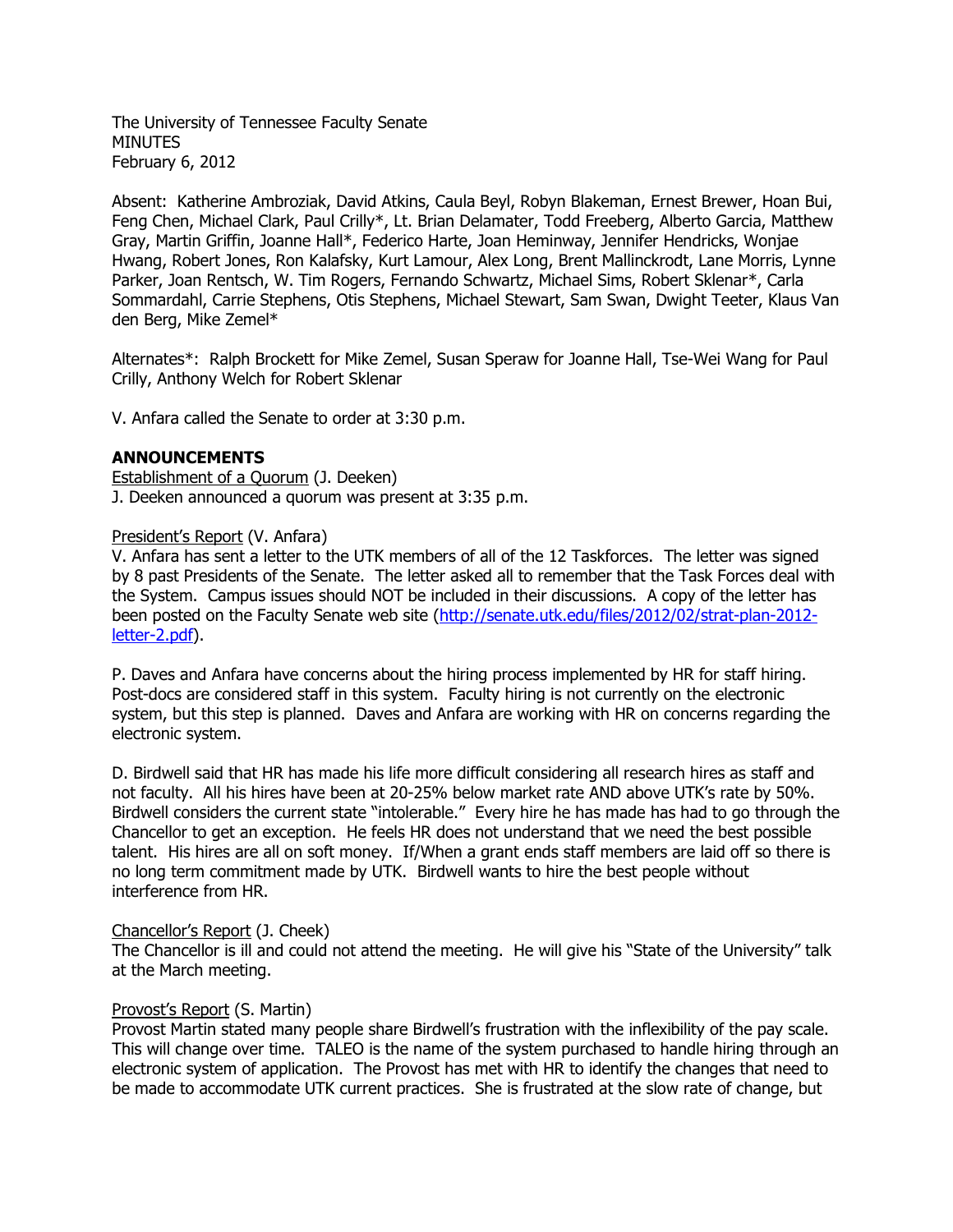The University of Tennessee Faculty Senate
MINUTES
February 6, 2012

Absent: Katherine Ambroziak, David Atkins, Caula Beyl, Robyn Blakeman, Ernest Brewer, Hoan Bui, Feng Chen, Michael Clark, Paul Crilly*, Lt. Brian Delamater, Todd Freeberg, Alberto Garcia, Matthew Gray, Martin Griffin, Joanne Hall*, Federico Harte, Joan Heminway, Jennifer Hendricks, Wonjae Hwang, Robert Jones, Ron Kalafsky, Kurt Lamour, Alex Long, Brent Mallinckrodt, Lane Morris, Lynne Parker, Joan Rentsch, W. Tim Rogers, Fernando Schwartz, Michael Sims, Robert Sklenar*, Carla Sommardahl, Carrie Stephens, Otis Stephens, Michael Stewart, Sam Swan, Dwight Teeter, Klaus Van den Berg, Mike Zemel*

Alternates*: Ralph Brockett for Mike Zemel, Susan Speraw for Joanne Hall, Tse-Wei Wang for Paul Crilly, Anthony Welch for Robert Sklenar

V. Anfara called the Senate to order at 3:30 p.m.

## ANNOUNCEMENTS

Establishment of a Quorum (J. Deeken)
J. Deeken announced a quorum was present at 3:35 p.m.

President's Report (V. Anfara)
V. Anfara has sent a letter to the UTK members of all of the 12 Taskforces. The letter was signed by 8 past Presidents of the Senate. The letter asked all to remember that the Task Forces deal with the System. Campus issues should NOT be included in their discussions. A copy of the letter has been posted on the Faculty Senate web site (http://senate.utk.edu/files/2012/02/strat-plan-2012-letter-2.pdf).

P. Daves and Anfara have concerns about the hiring process implemented by HR for staff hiring. Post-docs are considered staff in this system. Faculty hiring is not currently on the electronic system, but this step is planned. Daves and Anfara are working with HR on concerns regarding the electronic system.

D. Birdwell said that HR has made his life more difficult considering all research hires as staff and not faculty. All his hires have been at 20-25% below market rate AND above UTK's rate by 50%. Birdwell considers the current state "intolerable." Every hire he has made has had to go through the Chancellor to get an exception. He feels HR does not understand that we need the best possible talent. His hires are all on soft money. If/When a grant ends staff members are laid off so there is no long term commitment made by UTK. Birdwell wants to hire the best people without interference from HR.

Chancellor's Report (J. Cheek)
The Chancellor is ill and could not attend the meeting. He will give his "State of the University" talk at the March meeting.

Provost's Report (S. Martin)
Provost Martin stated many people share Birdwell's frustration with the inflexibility of the pay scale. This will change over time. TALEO is the name of the system purchased to handle hiring through an electronic system of application. The Provost has met with HR to identify the changes that need to be made to accommodate UTK current practices. She is frustrated at the slow rate of change, but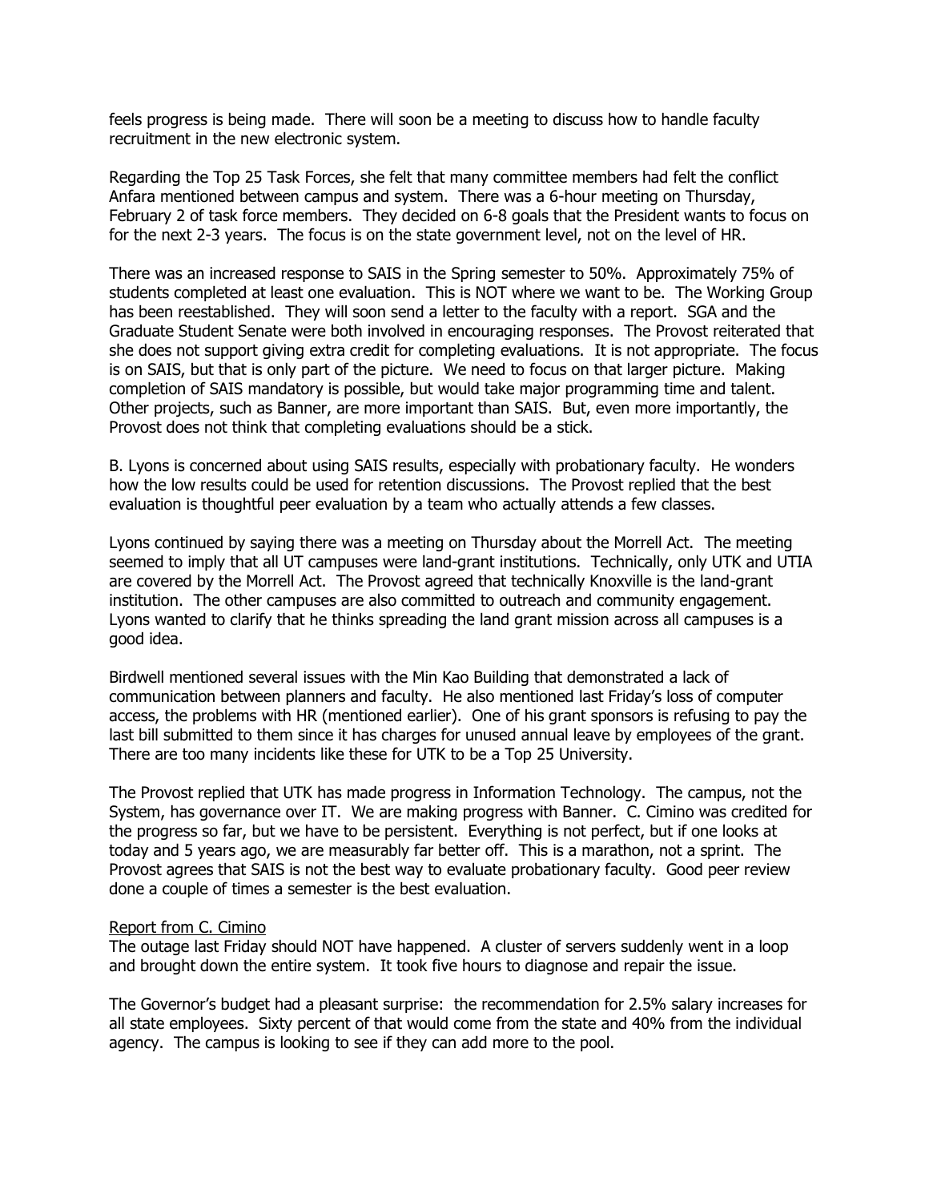feels progress is being made. There will soon be a meeting to discuss how to handle faculty recruitment in the new electronic system.

Regarding the Top 25 Task Forces, she felt that many committee members had felt the conflict Anfara mentioned between campus and system. There was a 6-hour meeting on Thursday, February 2 of task force members. They decided on 6-8 goals that the President wants to focus on for the next 2-3 years. The focus is on the state government level, not on the level of HR.

There was an increased response to SAIS in the Spring semester to 50%. Approximately 75% of students completed at least one evaluation. This is NOT where we want to be. The Working Group has been reestablished. They will soon send a letter to the faculty with a report. SGA and the Graduate Student Senate were both involved in encouraging responses. The Provost reiterated that she does not support giving extra credit for completing evaluations. It is not appropriate. The focus is on SAIS, but that is only part of the picture. We need to focus on that larger picture. Making completion of SAIS mandatory is possible, but would take major programming time and talent. Other projects, such as Banner, are more important than SAIS. But, even more importantly, the Provost does not think that completing evaluations should be a stick.

B. Lyons is concerned about using SAIS results, especially with probationary faculty. He wonders how the low results could be used for retention discussions. The Provost replied that the best evaluation is thoughtful peer evaluation by a team who actually attends a few classes.

Lyons continued by saying there was a meeting on Thursday about the Morrell Act. The meeting seemed to imply that all UT campuses were land-grant institutions. Technically, only UTK and UTIA are covered by the Morrell Act. The Provost agreed that technically Knoxville is the land-grant institution. The other campuses are also committed to outreach and community engagement. Lyons wanted to clarify that he thinks spreading the land grant mission across all campuses is a good idea.

Birdwell mentioned several issues with the Min Kao Building that demonstrated a lack of communication between planners and faculty. He also mentioned last Friday's loss of computer access, the problems with HR (mentioned earlier). One of his grant sponsors is refusing to pay the last bill submitted to them since it has charges for unused annual leave by employees of the grant. There are too many incidents like these for UTK to be a Top 25 University.

The Provost replied that UTK has made progress in Information Technology. The campus, not the System, has governance over IT. We are making progress with Banner. C. Cimino was credited for the progress so far, but we have to be persistent. Everything is not perfect, but if one looks at today and 5 years ago, we are measurably far better off. This is a marathon, not a sprint. The Provost agrees that SAIS is not the best way to evaluate probationary faculty. Good peer review done a couple of times a semester is the best evaluation.

<u>Report from C. Cimino</u>

The outage last Friday should NOT have happened. A cluster of servers suddenly went in a loop and brought down the entire system. It took five hours to diagnose and repair the issue.

The Governor's budget had a pleasant surprise: the recommendation for 2.5% salary increases for all state employees. Sixty percent of that would come from the state and 40% from the individual agency. The campus is looking to see if they can add more to the pool.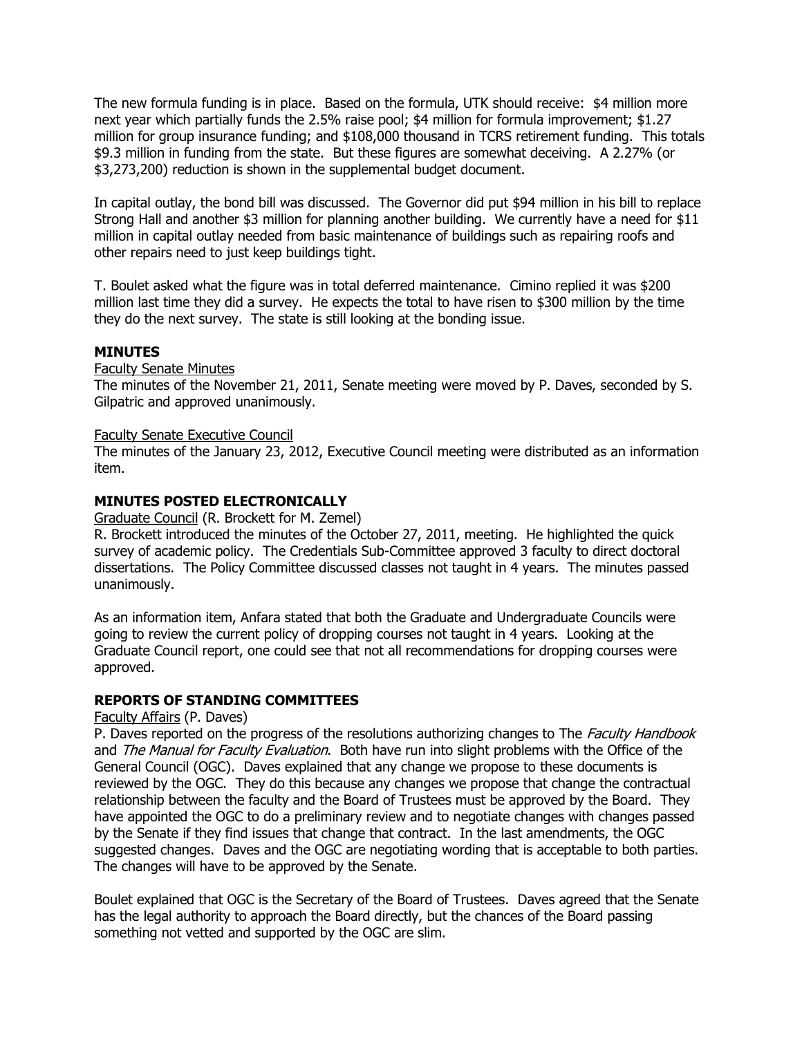The new formula funding is in place. Based on the formula, UTK should receive: $4 million more next year which partially funds the 2.5% raise pool; $4 million for formula improvement; $1.27 million for group insurance funding; and $108,000 thousand in TCRS retirement funding. This totals $9.3 million in funding from the state. But these figures are somewhat deceiving. A 2.27% (or $3,273,200) reduction is shown in the supplemental budget document.

In capital outlay, the bond bill was discussed. The Governor did put $94 million in his bill to replace Strong Hall and another $3 million for planning another building. We currently have a need for $11 million in capital outlay needed from basic maintenance of buildings such as repairing roofs and other repairs need to just keep buildings tight.

T. Boulet asked what the figure was in total deferred maintenance. Cimino replied it was $200 million last time they did a survey. He expects the total to have risen to $300 million by the time they do the next survey. The state is still looking at the bonding issue.

## MINUTES

Faculty Senate Minutes

The minutes of the November 21, 2011, Senate meeting were moved by P. Daves, seconded by S. Gilpatric and approved unanimously.

Faculty Senate Executive Council

The minutes of the January 23, 2012, Executive Council meeting were distributed as an information item.

## MINUTES POSTED ELECTRONICALLY

Graduate Council (R. Brockett for M. Zemel)

R. Brockett introduced the minutes of the October 27, 2011, meeting. He highlighted the quick survey of academic policy. The Credentials Sub-Committee approved 3 faculty to direct doctoral dissertations. The Policy Committee discussed classes not taught in 4 years. The minutes passed unanimously.

As an information item, Anfara stated that both the Graduate and Undergraduate Councils were going to review the current policy of dropping courses not taught in 4 years. Looking at the Graduate Council report, one could see that not all recommendations for dropping courses were approved.

## REPORTS OF STANDING COMMITTEES

Faculty Affairs (P. Daves)

P. Daves reported on the progress of the resolutions authorizing changes to The *Faculty Handbook* and *The Manual for Faculty Evaluation*. Both have run into slight problems with the Office of the General Council (OGC). Daves explained that any change we propose to these documents is reviewed by the OGC. They do this because any changes we propose that change the contractual relationship between the faculty and the Board of Trustees must be approved by the Board. They have appointed the OGC to do a preliminary review and to negotiate changes with changes passed by the Senate if they find issues that change that contract. In the last amendments, the OGC suggested changes. Daves and the OGC are negotiating wording that is acceptable to both parties. The changes will have to be approved by the Senate.

Boulet explained that OGC is the Secretary of the Board of Trustees. Daves agreed that the Senate has the legal authority to approach the Board directly, but the chances of the Board passing something not vetted and supported by the OGC are slim.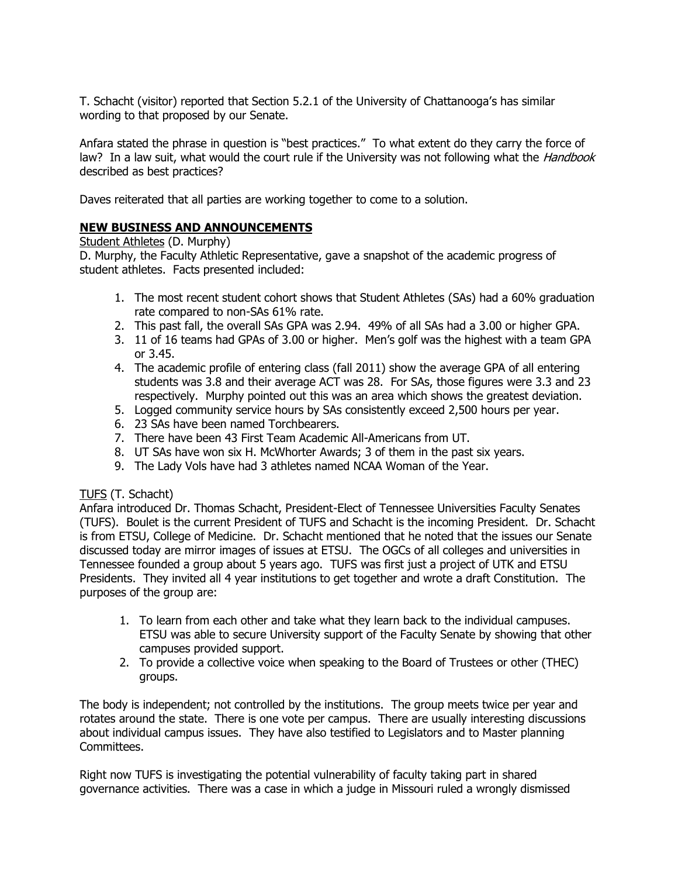T. Schacht (visitor) reported that Section 5.2.1 of the University of Chattanooga's has similar wording to that proposed by our Senate.

Anfara stated the phrase in question is "best practices." To what extent do they carry the force of law? In a law suit, what would the court rule if the University was not following what the *Handbook* described as best practices?

Daves reiterated that all parties are working together to come to a solution.

## NEW BUSINESS AND ANNOUNCEMENTS

Student Athletes (D. Murphy)

D. Murphy, the Faculty Athletic Representative, gave a snapshot of the academic progress of student athletes. Facts presented included:

1. The most recent student cohort shows that Student Athletes (SAs) had a 60% graduation rate compared to non-SAs 61% rate.
2. This past fall, the overall SAs GPA was 2.94. 49% of all SAs had a 3.00 or higher GPA.
3. 11 of 16 teams had GPAs of 3.00 or higher. Men's golf was the highest with a team GPA or 3.45.
4. The academic profile of entering class (fall 2011) show the average GPA of all entering students was 3.8 and their average ACT was 28. For SAs, those figures were 3.3 and 23 respectively. Murphy pointed out this was an area which shows the greatest deviation.
5. Logged community service hours by SAs consistently exceed 2,500 hours per year.
6. 23 SAs have been named Torchbearers.
7. There have been 43 First Team Academic All-Americans from UT.
8. UT SAs have won six H. McWhorter Awards; 3 of them in the past six years.
9. The Lady Vols have had 3 athletes named NCAA Woman of the Year.

TUFS (T. Schacht)

Anfara introduced Dr. Thomas Schacht, President-Elect of Tennessee Universities Faculty Senates (TUFS). Boulet is the current President of TUFS and Schacht is the incoming President. Dr. Schacht is from ETSU, College of Medicine. Dr. Schacht mentioned that he noted that the issues our Senate discussed today are mirror images of issues at ETSU. The OGCs of all colleges and universities in Tennessee founded a group about 5 years ago. TUFS was first just a project of UTK and ETSU Presidents. They invited all 4 year institutions to get together and wrote a draft Constitution. The purposes of the group are:

1. To learn from each other and take what they learn back to the individual campuses. ETSU was able to secure University support of the Faculty Senate by showing that other campuses provided support.
2. To provide a collective voice when speaking to the Board of Trustees or other (THEC) groups.

The body is independent; not controlled by the institutions. The group meets twice per year and rotates around the state. There is one vote per campus. There are usually interesting discussions about individual campus issues. They have also testified to Legislators and to Master planning Committees.

Right now TUFS is investigating the potential vulnerability of faculty taking part in shared governance activities. There was a case in which a judge in Missouri ruled a wrongly dismissed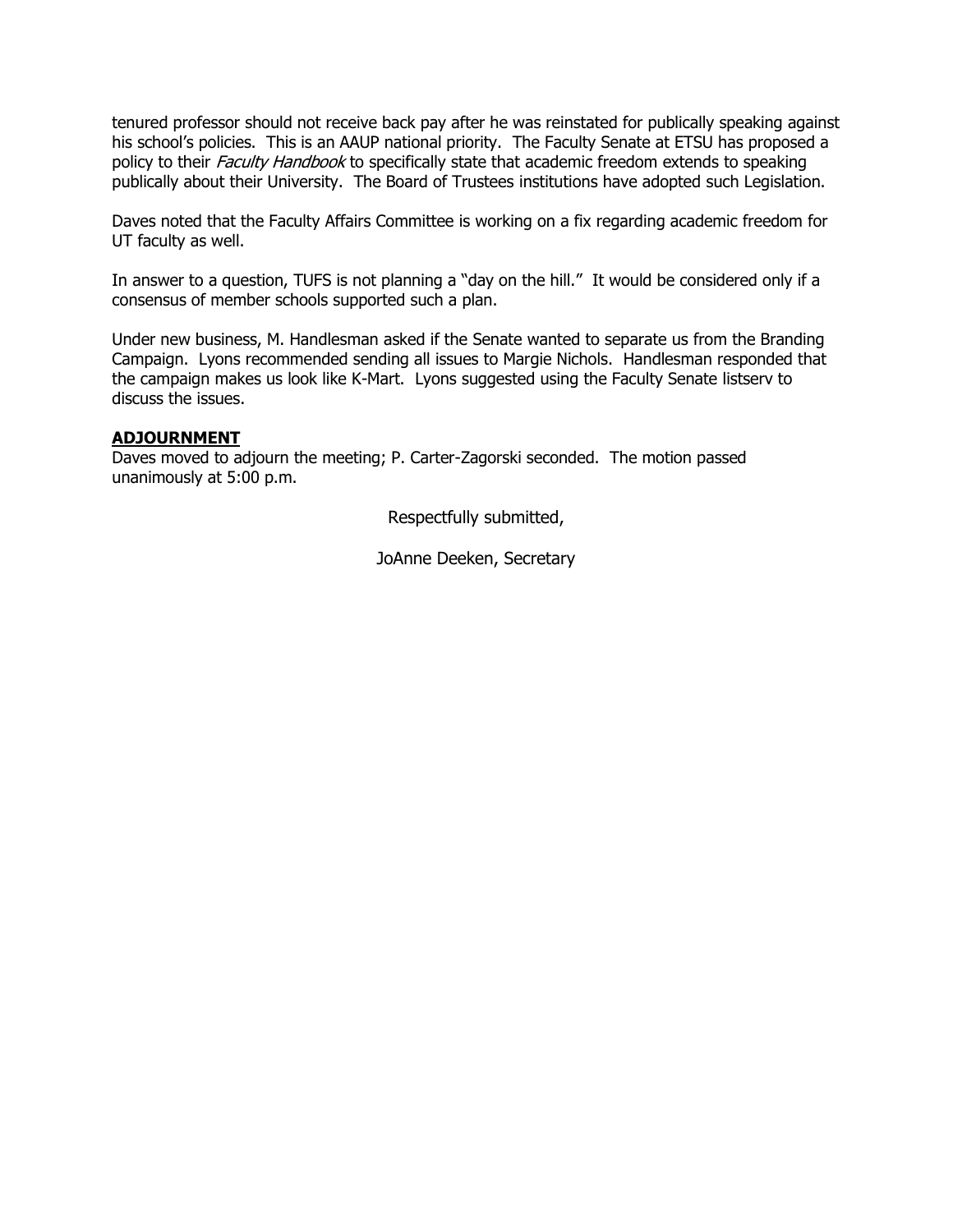tenured professor should not receive back pay after he was reinstated for publically speaking against his school's policies. This is an AAUP national priority. The Faculty Senate at ETSU has proposed a policy to their *Faculty Handbook* to specifically state that academic freedom extends to speaking publically about their University. The Board of Trustees institutions have adopted such Legislation.

Daves noted that the Faculty Affairs Committee is working on a fix regarding academic freedom for UT faculty as well.

In answer to a question, TUFS is not planning a "day on the hill." It would be considered only if a consensus of member schools supported such a plan.

Under new business, M. Handlesman asked if the Senate wanted to separate us from the Branding Campaign. Lyons recommended sending all issues to Margie Nichols. Handlesman responded that the campaign makes us look like K-Mart. Lyons suggested using the Faculty Senate listserv to discuss the issues.

**ADJOURNMENT**

Daves moved to adjourn the meeting; P. Carter-Zagorski seconded. The motion passed unanimously at 5:00 p.m.

Respectfully submitted,

JoAnne Deeken, Secretary